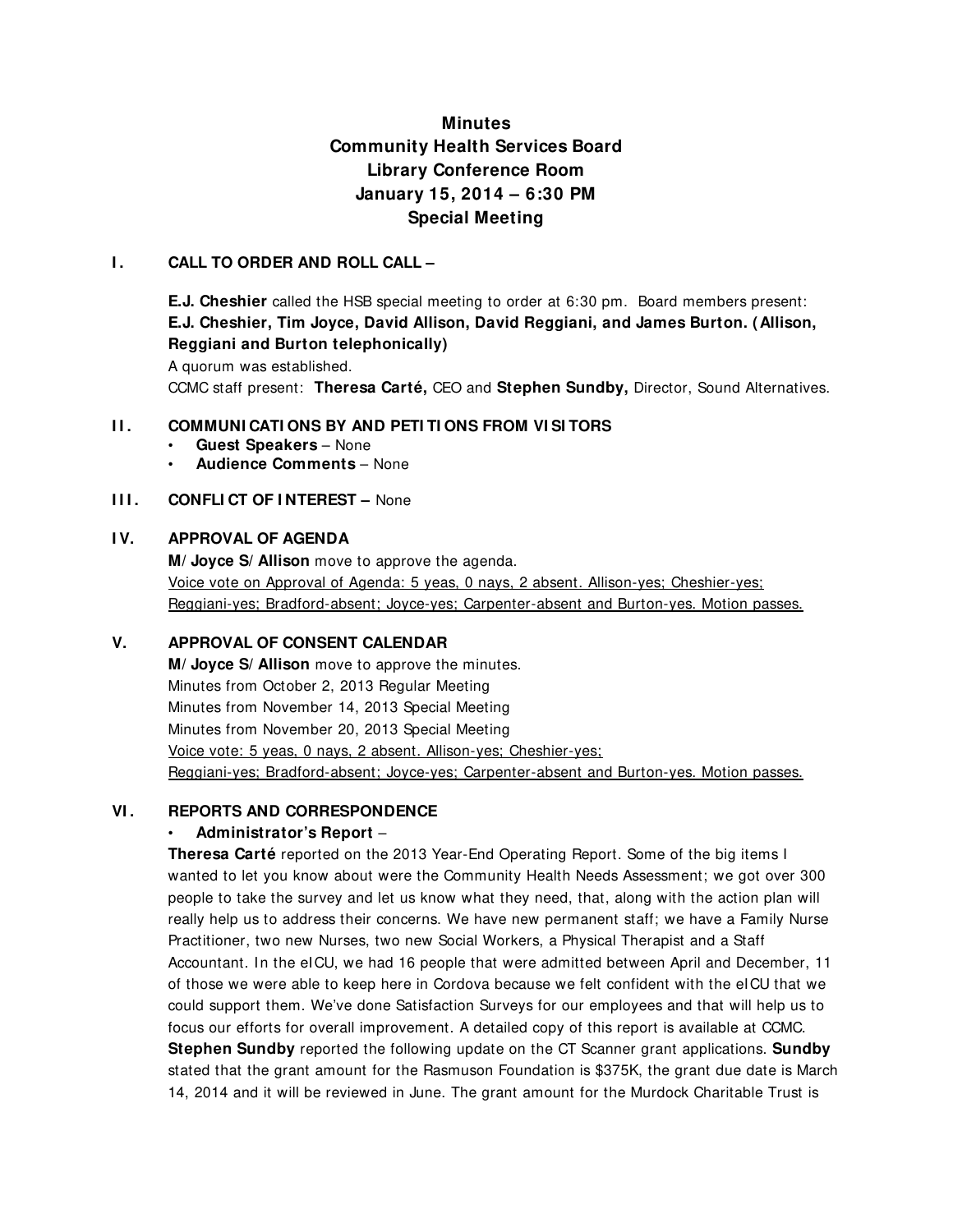# Minutes
## Community Health Services Board
## Library Conference Room
## January 15, 2014 – 6:30 PM
## Special Meeting

### I. CALL TO ORDER AND ROLL CALL –

**E.J. Cheshier** called the HSB special meeting to order at 6:30 pm. Board members present: **E.J. Cheshier, Tim Joyce, David Allison, David Reggiani, and James Burton. (Allison, Reggiani and Burton telephonically)**

A quorum was established.

CCMC staff present: **Theresa Carté,** CEO and **Stephen Sundby,** Director, Sound Alternatives.

### II. COMMUNICATIONS BY AND PETITIONS FROM VISITORS

- **Guest Speakers** – None
- **Audience Comments** – None

### III. CONFLICT OF INTEREST – None

### IV. APPROVAL OF AGENDA

**M/ Joyce S/ Allison** move to approve the agenda.

<u>Voice vote on Approval of Agenda: 5 yeas, 0 nays, 2 absent. Allison-yes; Cheshier-yes; Reggiani-yes; Bradford-absent; Joyce-yes; Carpenter-absent and Burton-yes. Motion passes.</u>

### V. APPROVAL OF CONSENT CALENDAR

**M/ Joyce S/ Allison** move to approve the minutes.

Minutes from October 2, 2013 Regular Meeting

Minutes from November 14, 2013 Special Meeting

Minutes from November 20, 2013 Special Meeting

<u>Voice vote: 5 yeas, 0 nays, 2 absent. Allison-yes; Cheshier-yes; Reggiani-yes; Bradford-absent; Joyce-yes; Carpenter-absent and Burton-yes. Motion passes.</u>

### VI. REPORTS AND CORRESPONDENCE

- **Administrator's Report** –

**Theresa Carté** reported on the 2013 Year-End Operating Report. Some of the big items I wanted to let you know about were the Community Health Needs Assessment; we got over 300 people to take the survey and let us know what they need, that, along with the action plan will really help us to address their concerns. We have new permanent staff; we have a Family Nurse Practitioner, two new Nurses, two new Social Workers, a Physical Therapist and a Staff Accountant. In the eICU, we had 16 people that were admitted between April and December, 11 of those we were able to keep here in Cordova because we felt confident with the eICU that we could support them. We've done Satisfaction Surveys for our employees and that will help us to focus our efforts for overall improvement. A detailed copy of this report is available at CCMC.

**Stephen Sundby** reported the following update on the CT Scanner grant applications. **Sundby** stated that the grant amount for the Rasmuson Foundation is $375K, the grant due date is March 14, 2014 and it will be reviewed in June. The grant amount for the Murdock Charitable Trust is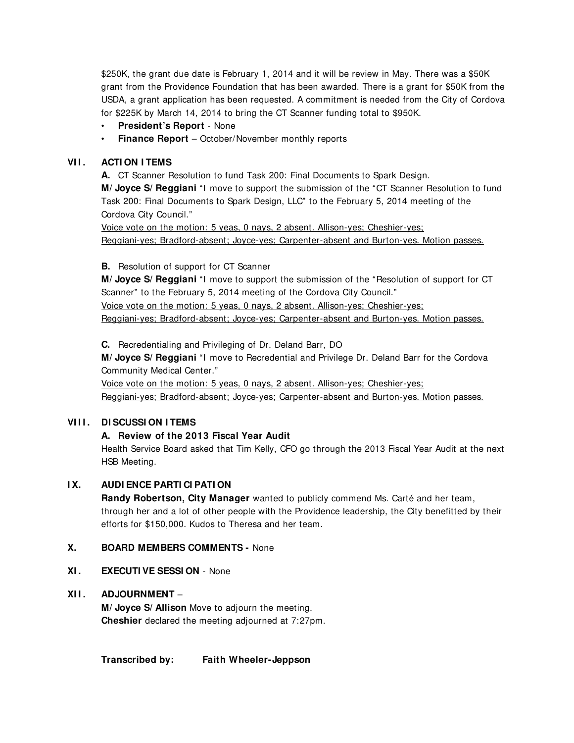$250K, the grant due date is February 1, 2014 and it will be review in May. There was a $50K grant from the Providence Foundation that has been awarded. There is a grant for $50K from the USDA, a grant application has been requested. A commitment is needed from the City of Cordova for $225K by March 14, 2014 to bring the CT Scanner funding total to $950K.

- **President's Report** - None
- **Finance Report** – October/November monthly reports

## VII. ACTION ITEMS

**A.** CT Scanner Resolution to fund Task 200: Final Documents to Spark Design.

**M/ Joyce S/ Reggiani** "I move to support the submission of the "CT Scanner Resolution to fund Task 200: Final Documents to Spark Design, LLC" to the February 5, 2014 meeting of the Cordova City Council."

<u>Voice vote on the motion: 5 yeas, 0 nays, 2 absent. Allison-yes; Cheshier-yes; Reggiani-yes; Bradford-absent; Joyce-yes; Carpenter-absent and Burton-yes. Motion passes.</u>

**B.** Resolution of support for CT Scanner

**M/ Joyce S/ Reggiani** "I move to support the submission of the "Resolution of support for CT Scanner" to the February 5, 2014 meeting of the Cordova City Council."

<u>Voice vote on the motion: 5 yeas, 0 nays, 2 absent. Allison-yes; Cheshier-yes; Reggiani-yes; Bradford-absent; Joyce-yes; Carpenter-absent and Burton-yes. Motion passes.</u>

**C.** Recredentialing and Privileging of Dr. Deland Barr, DO

**M/ Joyce S/ Reggiani** "I move to Recredential and Privilege Dr. Deland Barr for the Cordova Community Medical Center."

<u>Voice vote on the motion: 5 yeas, 0 nays, 2 absent. Allison-yes; Cheshier-yes; Reggiani-yes; Bradford-absent; Joyce-yes; Carpenter-absent and Burton-yes. Motion passes.</u>

## VIII. DISCUSSION ITEMS

**A. Review of the 2013 Fiscal Year Audit**

Health Service Board asked that Tim Kelly, CFO go through the 2013 Fiscal Year Audit at the next HSB Meeting.

## IX. AUDIENCE PARTICIPATION

**Randy Robertson, City Manager** wanted to publicly commend Ms. Carté and her team, through her and a lot of other people with the Providence leadership, the City benefitted by their efforts for $150,000. Kudos to Theresa and her team.

## X. BOARD MEMBERS COMMENTS - None

## XI. EXECUTIVE SESSION - None

## XII. ADJOURNMENT –

**M/ Joyce S/ Allison** Move to adjourn the meeting.

**Cheshier** declared the meeting adjourned at 7:27pm.

**Transcribed by: Faith Wheeler-Jeppson**